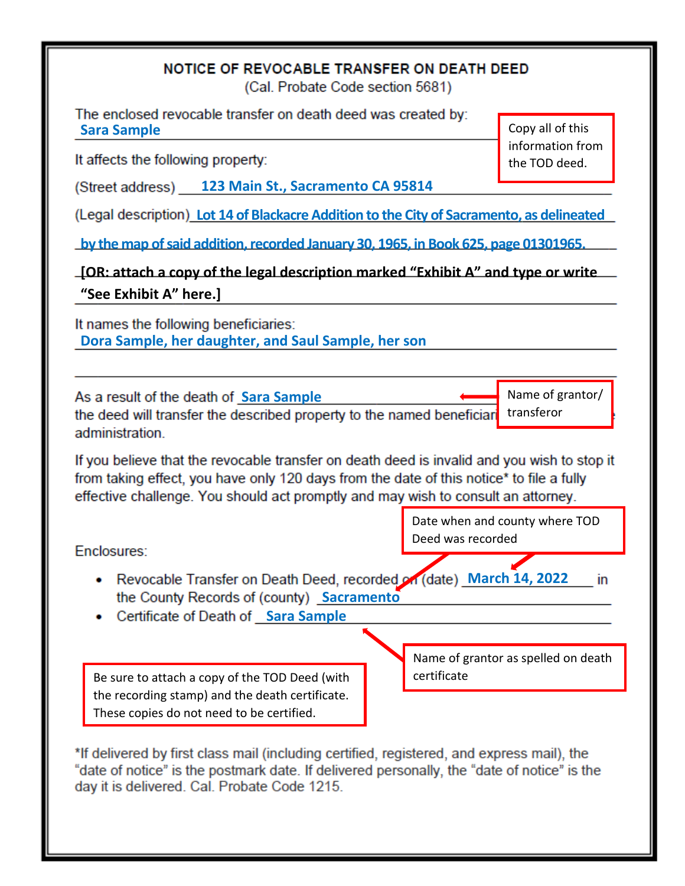# NOTICE OF REVOCABLE TRANSFER ON DEATH DEED

(Cal. Probate Code section 5681)

The enclosed revocable transfer on death deed was created by:
Sara Sample

> Copy all of this information from the TOD deed.

It affects the following property:

(Street address) 123 Main St., Sacramento CA 95814

(Legal description) Lot 14 of Blackacre Addition to the City of Sacramento, as delineated by the map of said addition, recorded January 30, 1965, in Book 625, page 01301965.

**[OR: attach a copy of the legal description marked "Exhibit A" and type or write "See Exhibit A" here.]**

It names the following beneficiaries:
Dora Sample, her daughter, and Saul Sample, her son

As a result of the death of Sara Sample
the deed will transfer the described property to the named beneficiaries without probate administration.

> Name of grantor/ transferor

If you believe that the revocable transfer on death deed is invalid and you wish to stop it from taking effect, you have only 120 days from the date of this notice* to file a fully effective challenge. You should act promptly and may wish to consult an attorney.

> Date when and county where TOD Deed was recorded

Enclosures:

- Revocable Transfer on Death Deed, recorded on (date) March 14, 2022 in the County Records of (county) Sacramento
- Certificate of Death of Sara Sample

> Name of grantor as spelled on death certificate

> Be sure to attach a copy of the TOD Deed (with the recording stamp) and the death certificate. These copies do not need to be certified.

*If delivered by first class mail (including certified, registered, and express mail), the "date of notice" is the postmark date. If delivered personally, the "date of notice" is the day it is delivered. Cal. Probate Code 1215.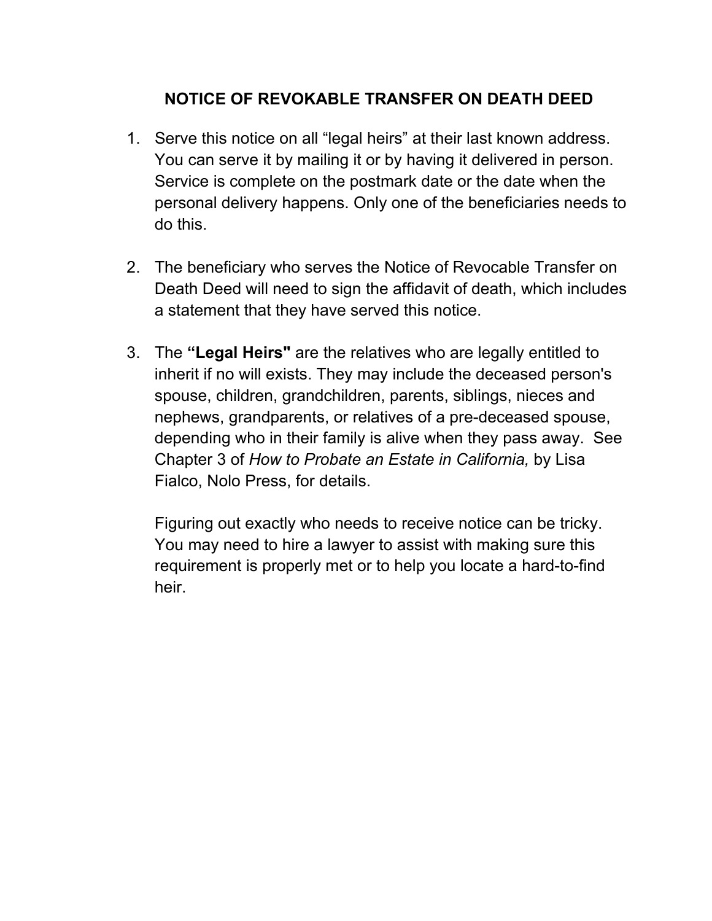# NOTICE OF REVOKABLE TRANSFER ON DEATH DEED

1. Serve this notice on all "legal heirs" at their last known address. You can serve it by mailing it or by having it delivered in person. Service is complete on the postmark date or the date when the personal delivery happens. Only one of the beneficiaries needs to do this.

2. The beneficiary who serves the Notice of Revocable Transfer on Death Deed will need to sign the affidavit of death, which includes a statement that they have served this notice.

3. The **"Legal Heirs"** are the relatives who are legally entitled to inherit if no will exists. They may include the deceased person's spouse, children, grandchildren, parents, siblings, nieces and nephews, grandparents, or relatives of a pre-deceased spouse, depending who in their family is alive when they pass away. See Chapter 3 of *How to Probate an Estate in California,* by Lisa Fialco, Nolo Press, for details.

   Figuring out exactly who needs to receive notice can be tricky. You may need to hire a lawyer to assist with making sure this requirement is properly met or to help you locate a hard-to-find heir.